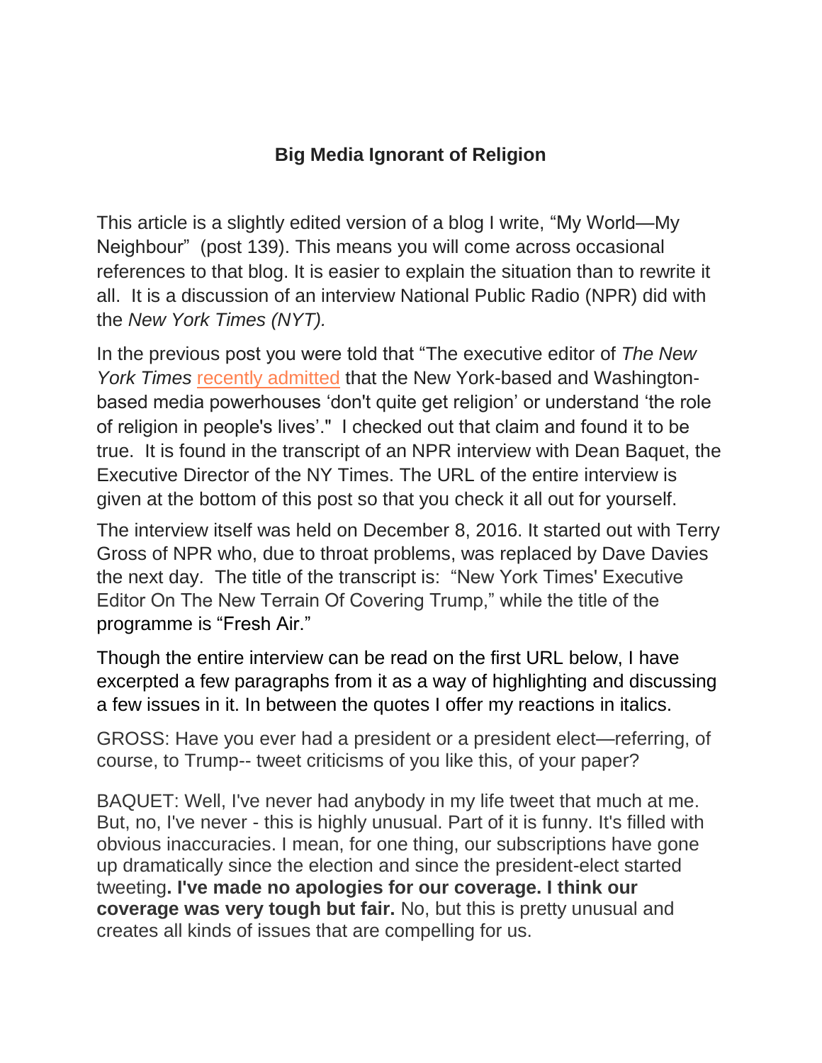# Big Media Ignorant of Religion

This article is a slightly edited version of a blog I write, "My World—My Neighbour" (post 139). This means you will come across occasional references to that blog. It is easier to explain the situation than to rewrite it all. It is a discussion of an interview National Public Radio (NPR) did with the *New York Times (NYT).*

In the previous post you were told that "The executive editor of *The New York Times* recently admitted that the New York-based and Washington-based media powerhouses 'don't quite get religion' or understand 'the role of religion in people's lives'." I checked out that claim and found it to be true. It is found in the transcript of an NPR interview with Dean Baquet, the Executive Director of the NY Times. The URL of the entire interview is given at the bottom of this post so that you check it all out for yourself.

The interview itself was held on December 8, 2016. It started out with Terry Gross of NPR who, due to throat problems, was replaced by Dave Davies the next day. The title of the transcript is: "New York Times' Executive Editor On The New Terrain Of Covering Trump," while the title of the programme is "Fresh Air."

Though the entire interview can be read on the first URL below, I have excerpted a few paragraphs from it as a way of highlighting and discussing a few issues in it. In between the quotes I offer my reactions in italics.

GROSS: Have you ever had a president or a president elect—referring, of course, to Trump-- tweet criticisms of you like this, of your paper?

BAQUET: Well, I've never had anybody in my life tweet that much at me. But, no, I've never - this is highly unusual. Part of it is funny. It's filled with obvious inaccuracies. I mean, for one thing, our subscriptions have gone up dramatically since the election and since the president-elect started tweeting**. I've made no apologies for our coverage. I think our coverage was very tough but fair.** No, but this is pretty unusual and creates all kinds of issues that are compelling for us.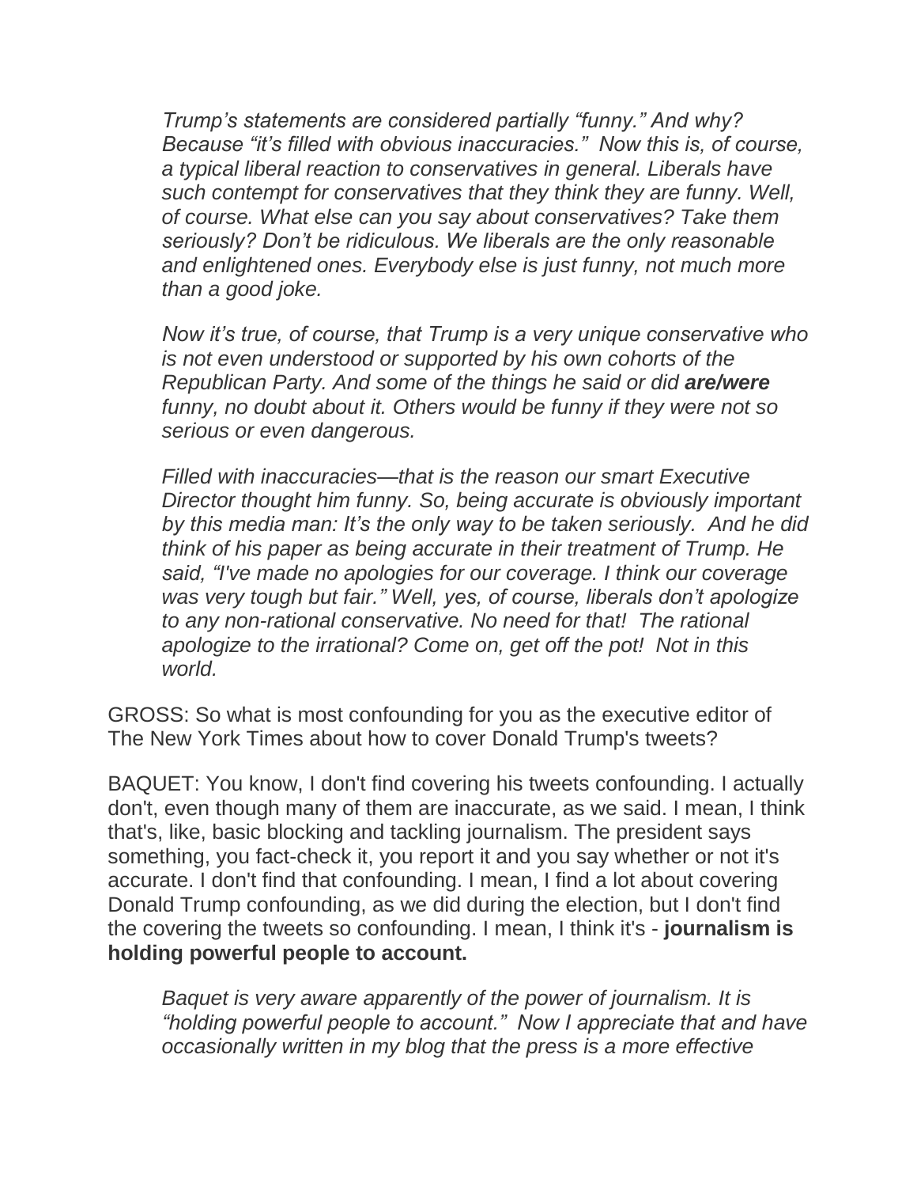*Trump's statements are considered partially "funny." And why? Because "it's filled with obvious inaccuracies." Now this is, of course, a typical liberal reaction to conservatives in general. Liberals have such contempt for conservatives that they think they are funny. Well, of course. What else can you say about conservatives? Take them seriously? Don't be ridiculous. We liberals are the only reasonable and enlightened ones. Everybody else is just funny, not much more than a good joke.*

*Now it's true, of course, that Trump is a very unique conservative who is not even understood or supported by his own cohorts of the Republican Party. And some of the things he said or did* ***are/were*** *funny, no doubt about it. Others would be funny if they were not so serious or even dangerous.*

*Filled with inaccuracies—that is the reason our smart Executive Director thought him funny. So, being accurate is obviously important by this media man: It's the only way to be taken seriously. And he did think of his paper as being accurate in their treatment of Trump. He said, "I've made no apologies for our coverage. I think our coverage was very tough but fair." Well, yes, of course, liberals don't apologize to any non-rational conservative. No need for that! The rational apologize to the irrational? Come on, get off the pot! Not in this world.*

GROSS: So what is most confounding for you as the executive editor of The New York Times about how to cover Donald Trump's tweets?

BAQUET: You know, I don't find covering his tweets confounding. I actually don't, even though many of them are inaccurate, as we said. I mean, I think that's, like, basic blocking and tackling journalism. The president says something, you fact-check it, you report it and you say whether or not it's accurate. I don't find that confounding. I mean, I find a lot about covering Donald Trump confounding, as we did during the election, but I don't find the covering the tweets so confounding. I mean, I think it's - **journalism is holding powerful people to account.**

*Baquet is very aware apparently of the power of journalism. It is "holding powerful people to account." Now I appreciate that and have occasionally written in my blog that the press is a more effective*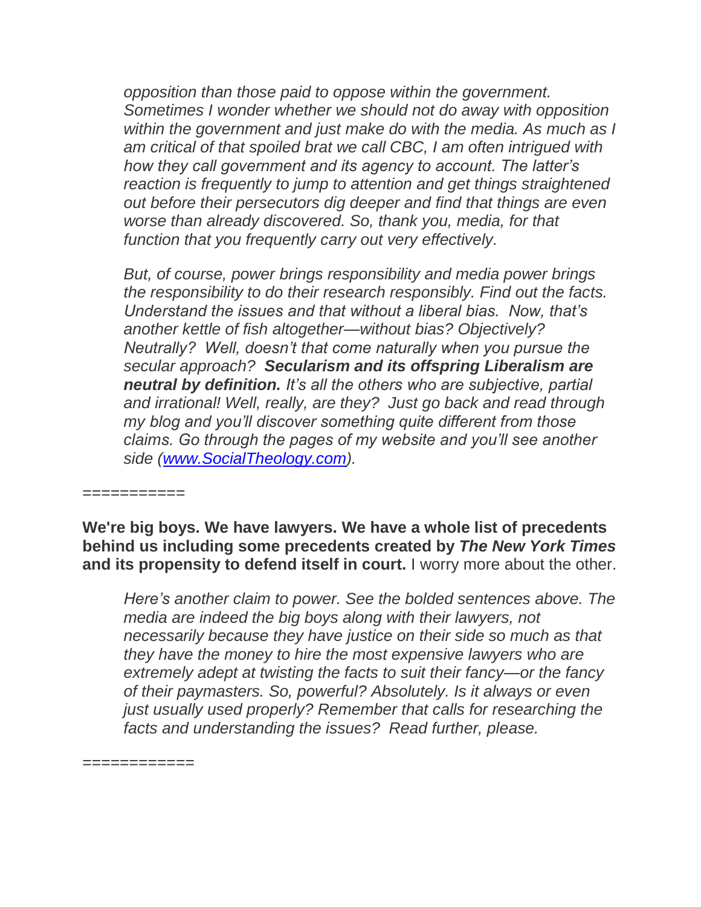*opposition than those paid to oppose within the government. Sometimes I wonder whether we should not do away with opposition within the government and just make do with the media. As much as I am critical of that spoiled brat we call CBC, I am often intrigued with how they call government and its agency to account. The latter's reaction is frequently to jump to attention and get things straightened out before their persecutors dig deeper and find that things are even worse than already discovered. So, thank you, media, for that function that you frequently carry out very effectively.*

*But, of course, power brings responsibility and media power brings the responsibility to do their research responsibly. Find out the facts. Understand the issues and that without a liberal bias. Now, that's another kettle of fish altogether—without bias? Objectively? Neutrally? Well, doesn't that come naturally when you pursue the secular approach?* ***Secularism and its offspring Liberalism are neutral by definition.*** *It's all the others who are subjective, partial and irrational! Well, really, are they? Just go back and read through my blog and you'll discover something quite different from those claims. Go through the pages of my website and you'll see another side ([www.SocialTheology.com](http://www.SocialTheology.com)).*

===========

**We're big boys. We have lawyers. We have a whole list of precedents behind us including some precedents created by *The New York Times* and its propensity to defend itself in court.** I worry more about the other.

*Here's another claim to power. See the bolded sentences above. The media are indeed the big boys along with their lawyers, not necessarily because they have justice on their side so much as that they have the money to hire the most expensive lawyers who are extremely adept at twisting the facts to suit their fancy—or the fancy of their paymasters. So, powerful? Absolutely. Is it always or even just usually used properly? Remember that calls for researching the facts and understanding the issues? Read further, please.*

============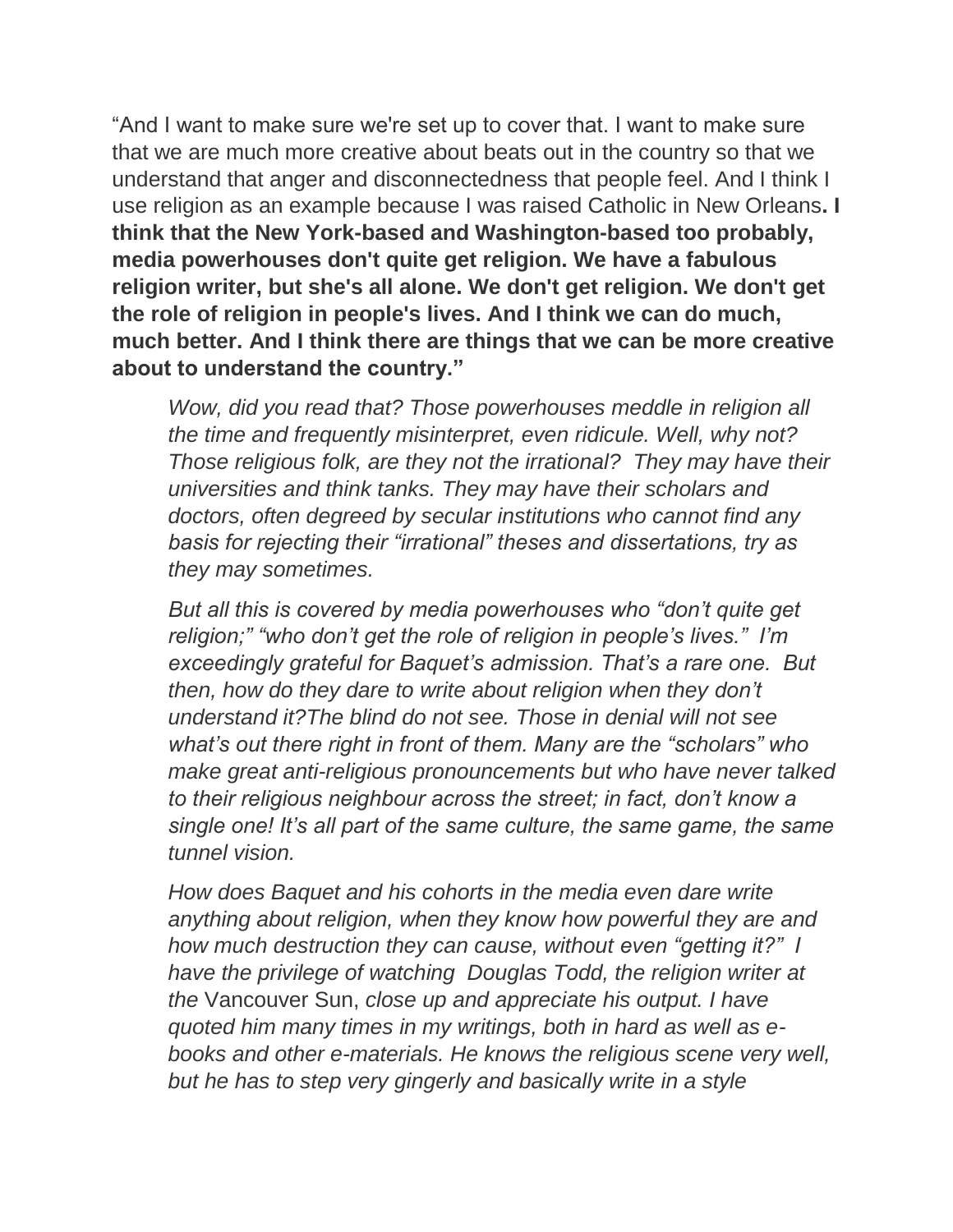"And I want to make sure we're set up to cover that. I want to make sure that we are much more creative about beats out in the country so that we understand that anger and disconnectedness that people feel. And I think I use religion as an example because I was raised Catholic in New Orleans**. I think that the New York-based and Washington-based too probably, media powerhouses don't quite get religion. We have a fabulous religion writer, but she's all alone. We don't get religion. We don't get the role of religion in people's lives. And I think we can do much, much better. And I think there are things that we can be more creative about to understand the country."**

> *Wow, did you read that? Those powerhouses meddle in religion all the time and frequently misinterpret, even ridicule. Well, why not? Those religious folk, are they not the irrational? They may have their universities and think tanks. They may have their scholars and doctors, often degreed by secular institutions who cannot find any basis for rejecting their "irrational" theses and dissertations, try as they may sometimes.*
>
> *But all this is covered by media powerhouses who "don't quite get religion;" "who don't get the role of religion in people's lives." I'm exceedingly grateful for Baquet's admission. That's a rare one. But then, how do they dare to write about religion when they don't understand it?The blind do not see. Those in denial will not see what's out there right in front of them. Many are the "scholars" who make great anti-religious pronouncements but who have never talked to their religious neighbour across the street; in fact, don't know a single one! It's all part of the same culture, the same game, the same tunnel vision.*
>
> *How does Baquet and his cohorts in the media even dare write anything about religion, when they know how powerful they are and how much destruction they can cause, without even "getting it?" I have the privilege of watching Douglas Todd, the religion writer at the* Vancouver Sun, *close up and appreciate his output. I have quoted him many times in my writings, both in hard as well as e-books and other e-materials. He knows the religious scene very well, but he has to step very gingerly and basically write in a style*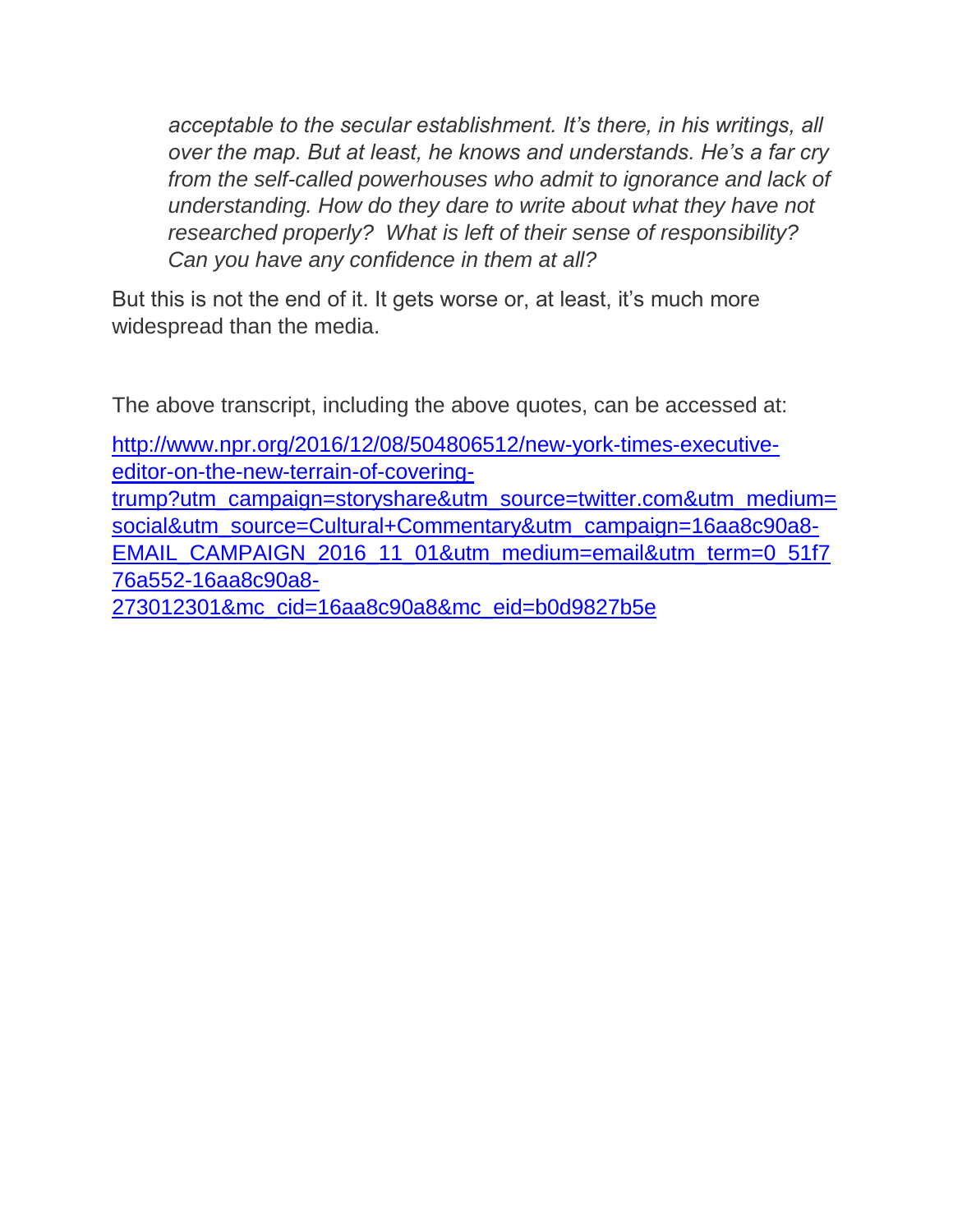> *acceptable to the secular establishment. It's there, in his writings, all over the map. But at least, he knows and understands. He's a far cry from the self-called powerhouses who admit to ignorance and lack of understanding. How do they dare to write about what they have not researched properly? What is left of their sense of responsibility? Can you have any confidence in them at all?*

But this is not the end of it. It gets worse or, at least, it's much more widespread than the media.

The above transcript, including the above quotes, can be accessed at:

http://www.npr.org/2016/12/08/504806512/new-york-times-executive-editor-on-the-new-terrain-of-covering-trump?utm_campaign=storyshare&utm_source=twitter.com&utm_medium=social&utm_source=Cultural+Commentary&utm_campaign=16aa8c90a8-EMAIL_CAMPAIGN_2016_11_01&utm_medium=email&utm_term=0_51f776a552-16aa8c90a8-273012301&mc_cid=16aa8c90a8&mc_eid=b0d9827b5e